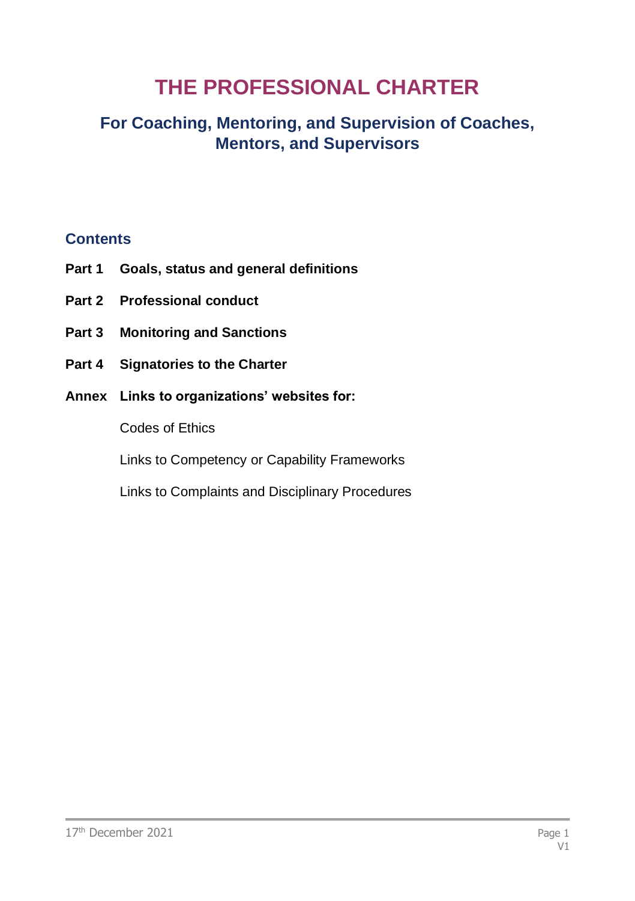# THE PROFESSIONAL CHARTER

## For Coaching, Mentoring, and Supervision of Coaches, Mentors, and Supervisors

### Contents

**Part 1 Goals, status and general definitions**

**Part 2 Professional conduct**

**Part 3 Monitoring and Sanctions**

**Part 4 Signatories to the Charter**

**Annex Links to organizations' websites for:**

Codes of Ethics

Links to Competency or Capability Frameworks

Links to Complaints and Disciplinary Procedures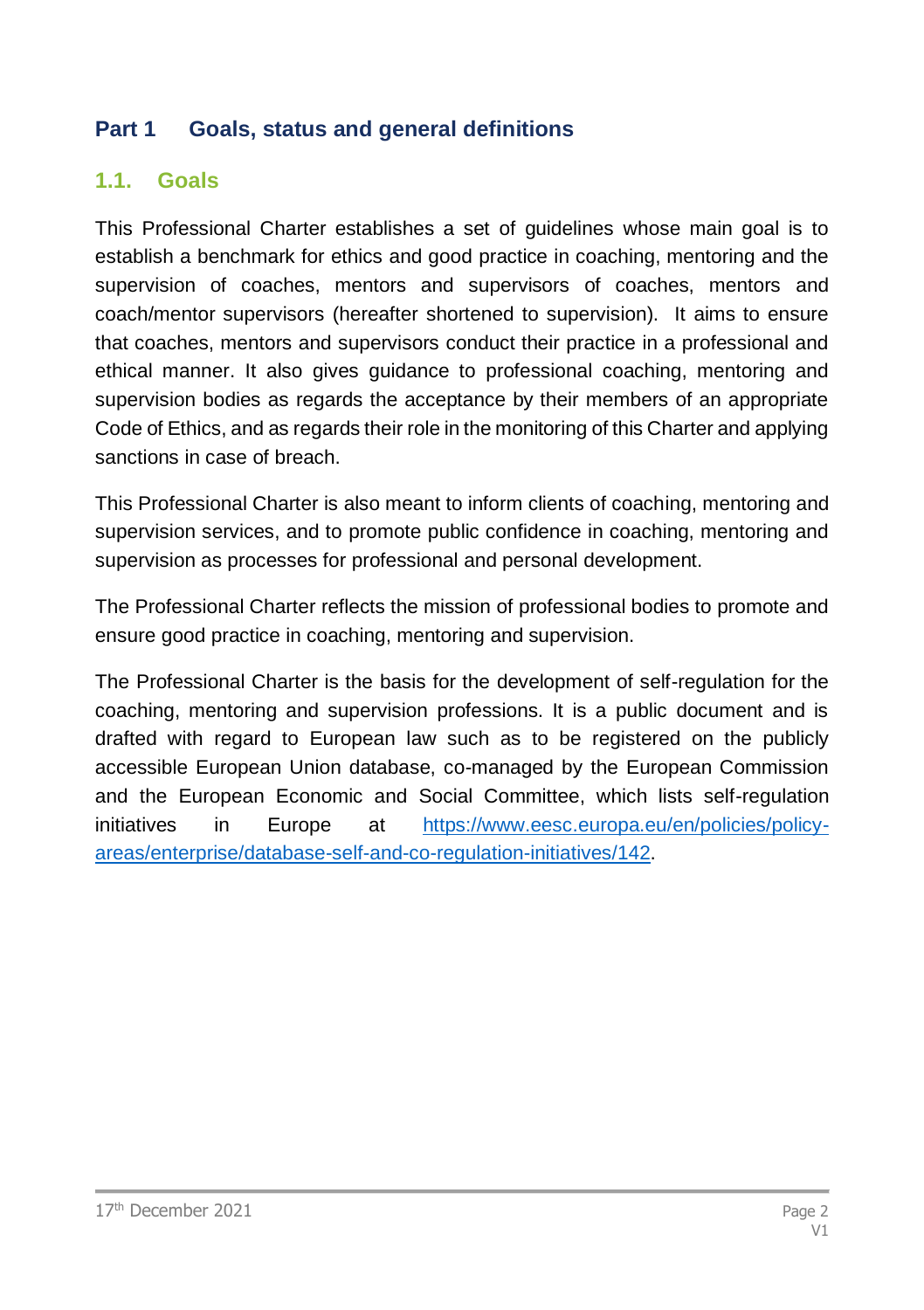# Part 1 Goals, status and general definitions

## 1.1. Goals

This Professional Charter establishes a set of guidelines whose main goal is to establish a benchmark for ethics and good practice in coaching, mentoring and the supervision of coaches, mentors and supervisors of coaches, mentors and coach/mentor supervisors (hereafter shortened to supervision). It aims to ensure that coaches, mentors and supervisors conduct their practice in a professional and ethical manner. It also gives guidance to professional coaching, mentoring and supervision bodies as regards the acceptance by their members of an appropriate Code of Ethics, and as regards their role in the monitoring of this Charter and applying sanctions in case of breach.

This Professional Charter is also meant to inform clients of coaching, mentoring and supervision services, and to promote public confidence in coaching, mentoring and supervision as processes for professional and personal development.

The Professional Charter reflects the mission of professional bodies to promote and ensure good practice in coaching, mentoring and supervision.

The Professional Charter is the basis for the development of self-regulation for the coaching, mentoring and supervision professions. It is a public document and is drafted with regard to European law such as to be registered on the publicly accessible European Union database, co-managed by the European Commission and the European Economic and Social Committee, which lists self-regulation initiatives in Europe at [https://www.eesc.europa.eu/en/policies/policy-areas/enterprise/database-self-and-co-regulation-initiatives/142](https://www.eesc.europa.eu/en/policies/policy-areas/enterprise/database-self-and-co-regulation-initiatives/142).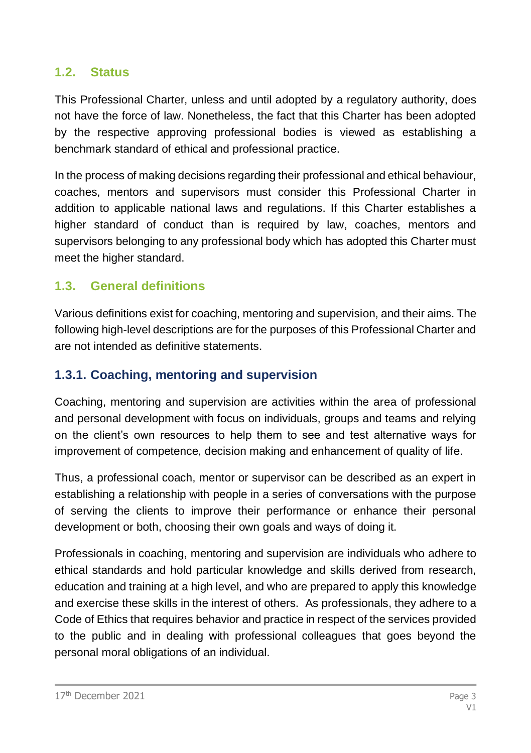## 1.2. Status

This Professional Charter, unless and until adopted by a regulatory authority, does not have the force of law. Nonetheless, the fact that this Charter has been adopted by the respective approving professional bodies is viewed as establishing a benchmark standard of ethical and professional practice.

In the process of making decisions regarding their professional and ethical behaviour, coaches, mentors and supervisors must consider this Professional Charter in addition to applicable national laws and regulations. If this Charter establishes a higher standard of conduct than is required by law, coaches, mentors and supervisors belonging to any professional body which has adopted this Charter must meet the higher standard.

## 1.3. General definitions

Various definitions exist for coaching, mentoring and supervision, and their aims. The following high-level descriptions are for the purposes of this Professional Charter and are not intended as definitive statements.

### 1.3.1. Coaching, mentoring and supervision

Coaching, mentoring and supervision are activities within the area of professional and personal development with focus on individuals, groups and teams and relying on the client's own resources to help them to see and test alternative ways for improvement of competence, decision making and enhancement of quality of life.

Thus, a professional coach, mentor or supervisor can be described as an expert in establishing a relationship with people in a series of conversations with the purpose of serving the clients to improve their performance or enhance their personal development or both, choosing their own goals and ways of doing it.

Professionals in coaching, mentoring and supervision are individuals who adhere to ethical standards and hold particular knowledge and skills derived from research, education and training at a high level, and who are prepared to apply this knowledge and exercise these skills in the interest of others. As professionals, they adhere to a Code of Ethics that requires behavior and practice in respect of the services provided to the public and in dealing with professional colleagues that goes beyond the personal moral obligations of an individual.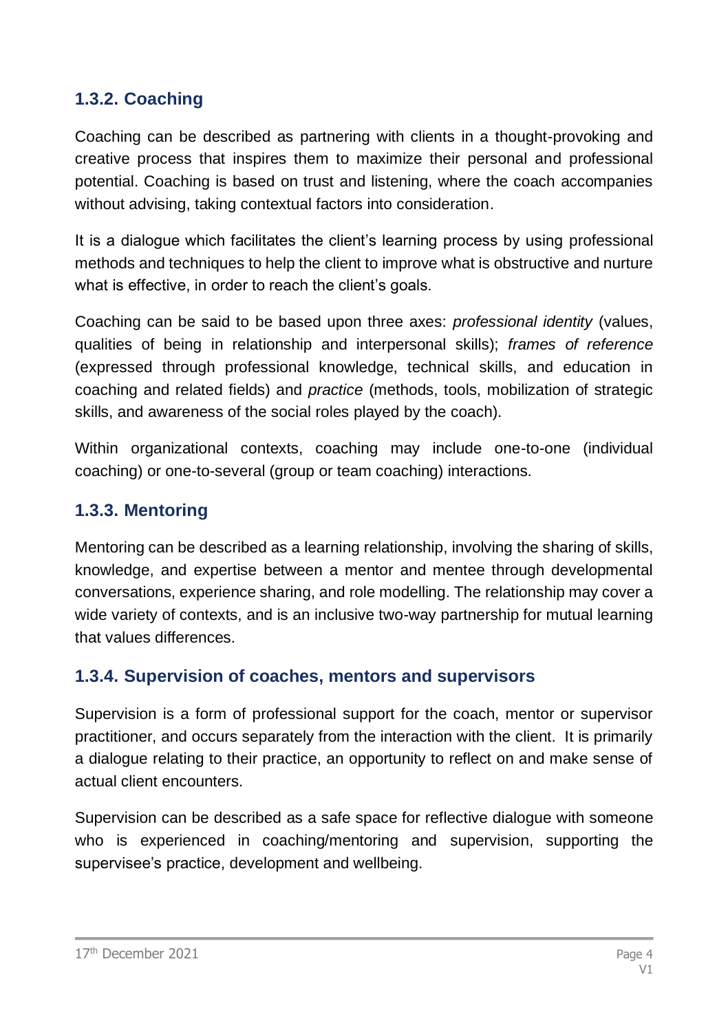### 1.3.2. Coaching

Coaching can be described as partnering with clients in a thought-provoking and creative process that inspires them to maximize their personal and professional potential. Coaching is based on trust and listening, where the coach accompanies without advising, taking contextual factors into consideration.

It is a dialogue which facilitates the client's learning process by using professional methods and techniques to help the client to improve what is obstructive and nurture what is effective, in order to reach the client's goals.

Coaching can be said to be based upon three axes: *professional identity* (values, qualities of being in relationship and interpersonal skills); *frames of reference* (expressed through professional knowledge, technical skills, and education in coaching and related fields) and *practice* (methods, tools, mobilization of strategic skills, and awareness of the social roles played by the coach).

Within organizational contexts, coaching may include one-to-one (individual coaching) or one-to-several (group or team coaching) interactions.

### 1.3.3. Mentoring

Mentoring can be described as a learning relationship, involving the sharing of skills, knowledge, and expertise between a mentor and mentee through developmental conversations, experience sharing, and role modelling. The relationship may cover a wide variety of contexts, and is an inclusive two-way partnership for mutual learning that values differences.

### 1.3.4. Supervision of coaches, mentors and supervisors

Supervision is a form of professional support for the coach, mentor or supervisor practitioner, and occurs separately from the interaction with the client. It is primarily a dialogue relating to their practice, an opportunity to reflect on and make sense of actual client encounters.

Supervision can be described as a safe space for reflective dialogue with someone who is experienced in coaching/mentoring and supervision, supporting the supervisee's practice, development and wellbeing.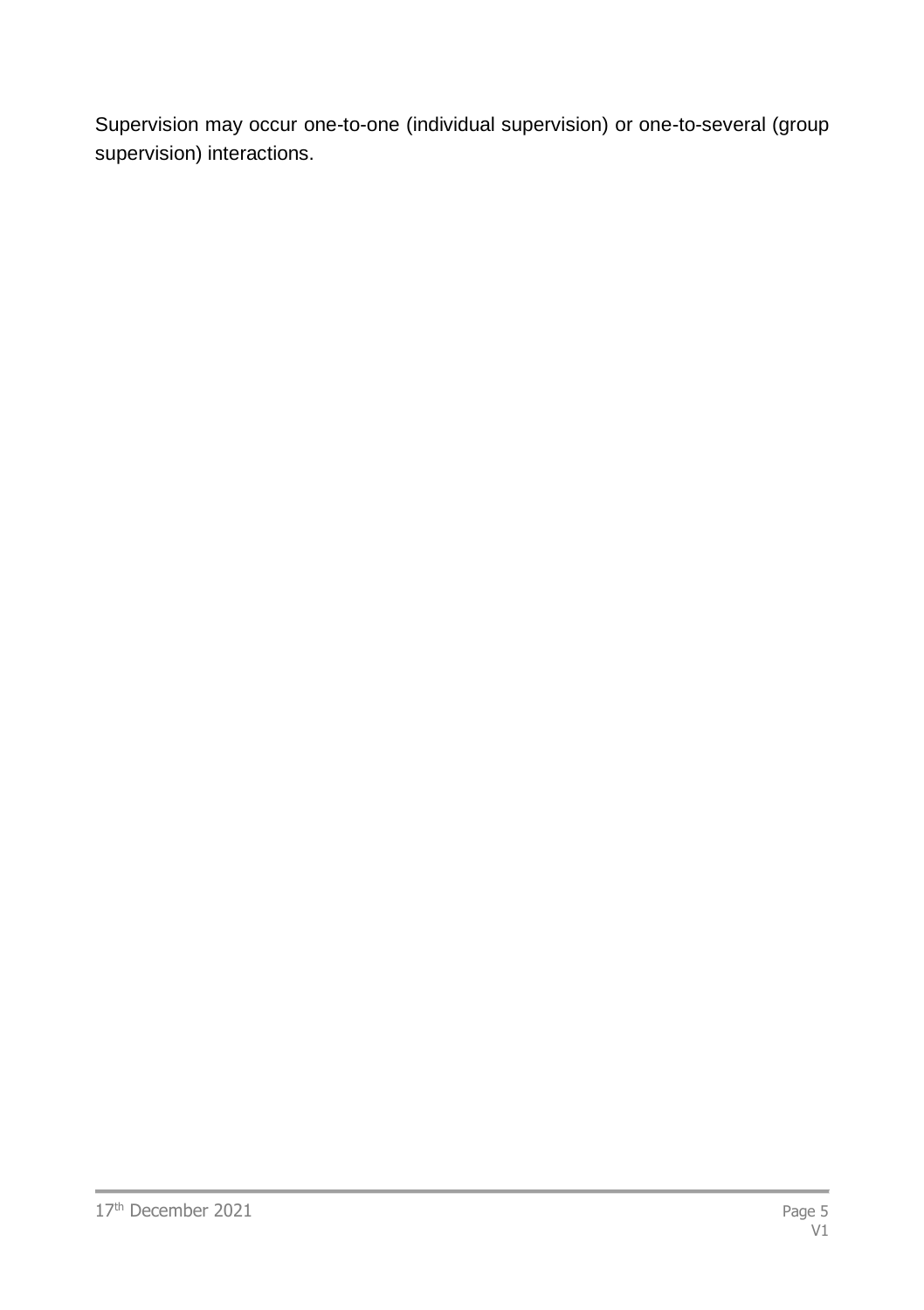Supervision may occur one-to-one (individual supervision) or one-to-several (group supervision) interactions.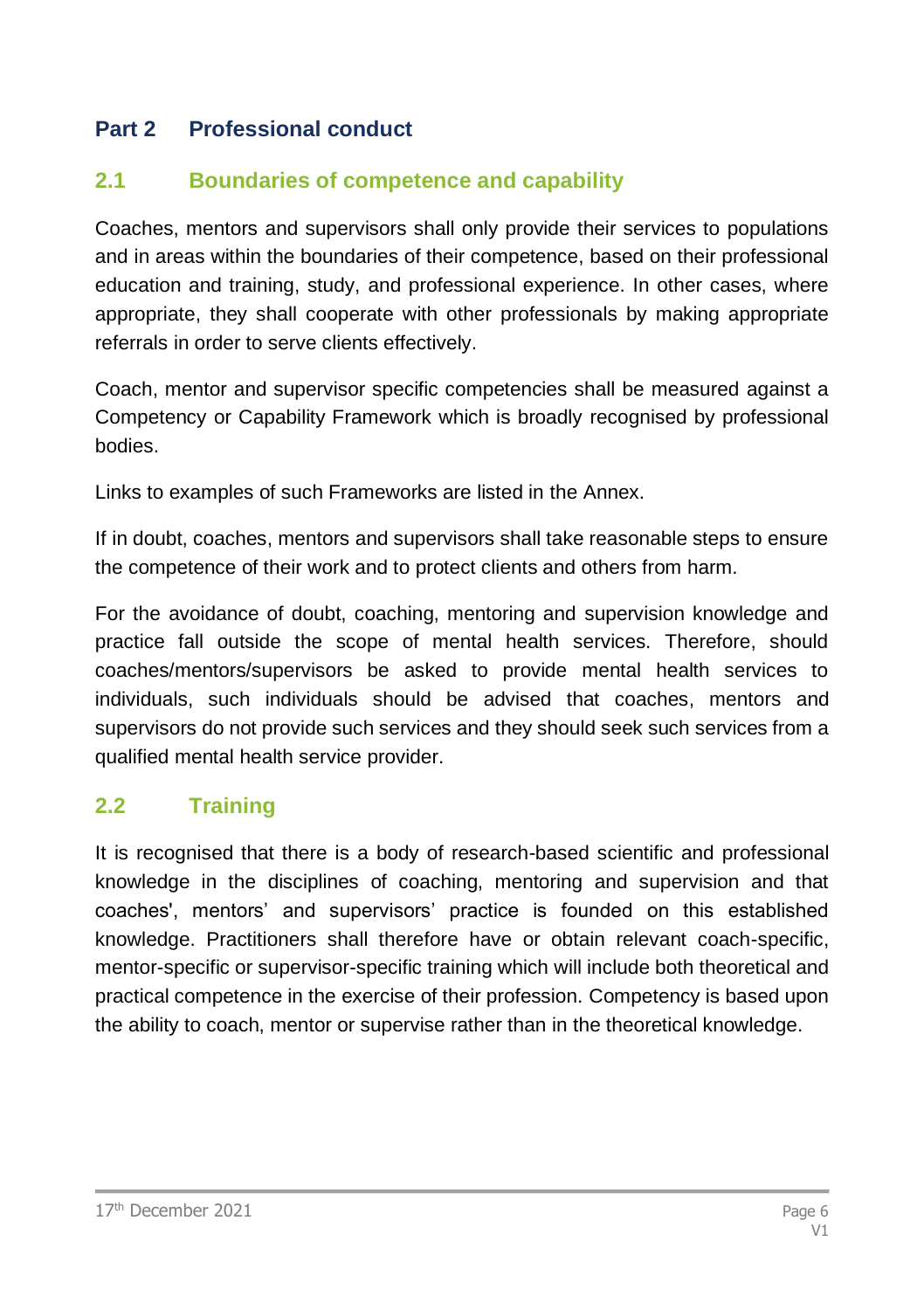# Part 2 Professional conduct

## 2.1 Boundaries of competence and capability

Coaches, mentors and supervisors shall only provide their services to populations and in areas within the boundaries of their competence, based on their professional education and training, study, and professional experience. In other cases, where appropriate, they shall cooperate with other professionals by making appropriate referrals in order to serve clients effectively.

Coach, mentor and supervisor specific competencies shall be measured against a Competency or Capability Framework which is broadly recognised by professional bodies.

Links to examples of such Frameworks are listed in the Annex.

If in doubt, coaches, mentors and supervisors shall take reasonable steps to ensure the competence of their work and to protect clients and others from harm.

For the avoidance of doubt, coaching, mentoring and supervision knowledge and practice fall outside the scope of mental health services. Therefore, should coaches/mentors/supervisors be asked to provide mental health services to individuals, such individuals should be advised that coaches, mentors and supervisors do not provide such services and they should seek such services from a qualified mental health service provider.

## 2.2 Training

It is recognised that there is a body of research-based scientific and professional knowledge in the disciplines of coaching, mentoring and supervision and that coaches', mentors' and supervisors' practice is founded on this established knowledge. Practitioners shall therefore have or obtain relevant coach-specific, mentor-specific or supervisor-specific training which will include both theoretical and practical competence in the exercise of their profession. Competency is based upon the ability to coach, mentor or supervise rather than in the theoretical knowledge.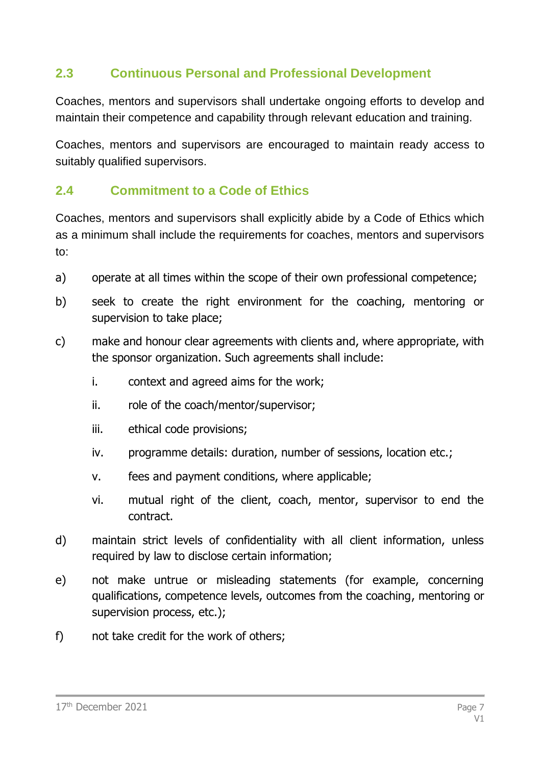## 2.3 Continuous Personal and Professional Development

Coaches, mentors and supervisors shall undertake ongoing efforts to develop and maintain their competence and capability through relevant education and training.

Coaches, mentors and supervisors are encouraged to maintain ready access to suitably qualified supervisors.

## 2.4 Commitment to a Code of Ethics

Coaches, mentors and supervisors shall explicitly abide by a Code of Ethics which as a minimum shall include the requirements for coaches, mentors and supervisors to:

a) operate at all times within the scope of their own professional competence;

b) seek to create the right environment for the coaching, mentoring or supervision to take place;

c) make and honour clear agreements with clients and, where appropriate, with the sponsor organization. Such agreements shall include:

   i. context and agreed aims for the work;

   ii. role of the coach/mentor/supervisor;

   iii. ethical code provisions;

   iv. programme details: duration, number of sessions, location etc.;

   v. fees and payment conditions, where applicable;

   vi. mutual right of the client, coach, mentor, supervisor to end the contract.

d) maintain strict levels of confidentiality with all client information, unless required by law to disclose certain information;

e) not make untrue or misleading statements (for example, concerning qualifications, competence levels, outcomes from the coaching, mentoring or supervision process, etc.);

f) not take credit for the work of others;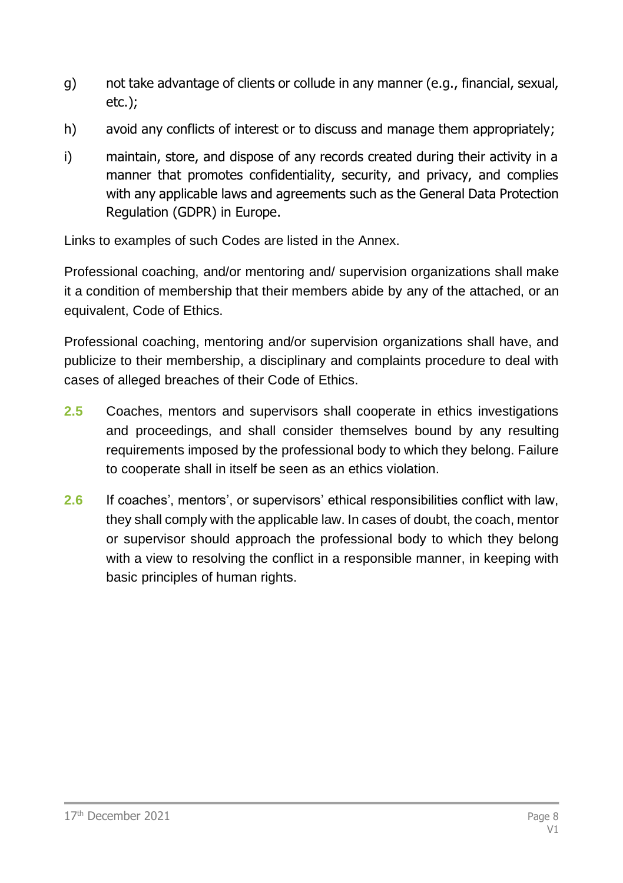g) not take advantage of clients or collude in any manner (e.g., financial, sexual, etc.);

h) avoid any conflicts of interest or to discuss and manage them appropriately;

i) maintain, store, and dispose of any records created during their activity in a manner that promotes confidentiality, security, and privacy, and complies with any applicable laws and agreements such as the General Data Protection Regulation (GDPR) in Europe.

Links to examples of such Codes are listed in the Annex.

Professional coaching, and/or mentoring and/ supervision organizations shall make it a condition of membership that their members abide by any of the attached, or an equivalent, Code of Ethics.

Professional coaching, mentoring and/or supervision organizations shall have, and publicize to their membership, a disciplinary and complaints procedure to deal with cases of alleged breaches of their Code of Ethics.

**2.5** Coaches, mentors and supervisors shall cooperate in ethics investigations and proceedings, and shall consider themselves bound by any resulting requirements imposed by the professional body to which they belong. Failure to cooperate shall in itself be seen as an ethics violation.

**2.6** If coaches', mentors', or supervisors' ethical responsibilities conflict with law, they shall comply with the applicable law. In cases of doubt, the coach, mentor or supervisor should approach the professional body to which they belong with a view to resolving the conflict in a responsible manner, in keeping with basic principles of human rights.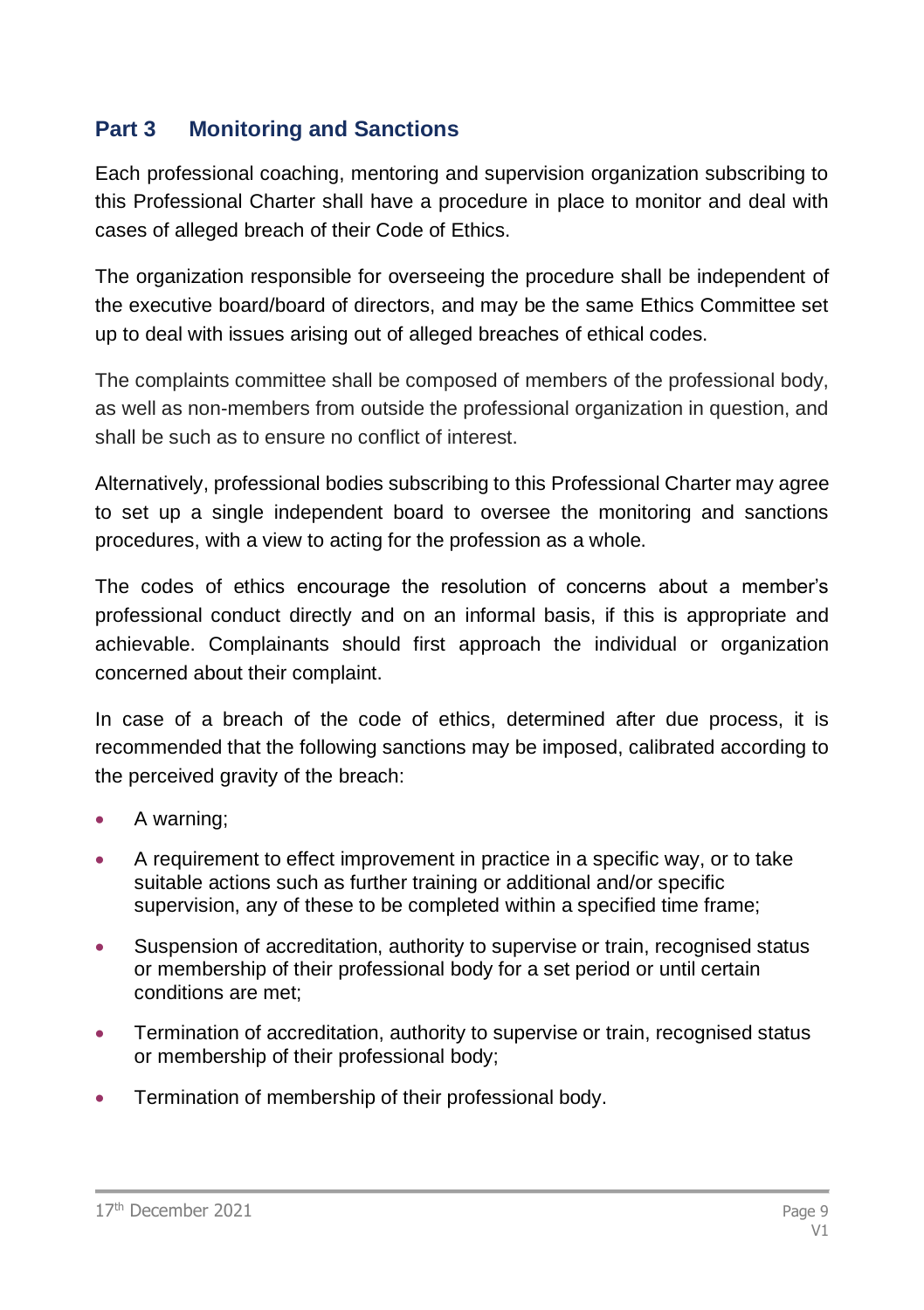## Part 3 Monitoring and Sanctions

Each professional coaching, mentoring and supervision organization subscribing to this Professional Charter shall have a procedure in place to monitor and deal with cases of alleged breach of their Code of Ethics.

The organization responsible for overseeing the procedure shall be independent of the executive board/board of directors, and may be the same Ethics Committee set up to deal with issues arising out of alleged breaches of ethical codes.

The complaints committee shall be composed of members of the professional body, as well as non-members from outside the professional organization in question, and shall be such as to ensure no conflict of interest.

Alternatively, professional bodies subscribing to this Professional Charter may agree to set up a single independent board to oversee the monitoring and sanctions procedures, with a view to acting for the profession as a whole.

The codes of ethics encourage the resolution of concerns about a member's professional conduct directly and on an informal basis, if this is appropriate and achievable. Complainants should first approach the individual or organization concerned about their complaint.

In case of a breach of the code of ethics, determined after due process, it is recommended that the following sanctions may be imposed, calibrated according to the perceived gravity of the breach:

- A warning;
- A requirement to effect improvement in practice in a specific way, or to take suitable actions such as further training or additional and/or specific supervision, any of these to be completed within a specified time frame;
- Suspension of accreditation, authority to supervise or train, recognised status or membership of their professional body for a set period or until certain conditions are met;
- Termination of accreditation, authority to supervise or train, recognised status or membership of their professional body;
- Termination of membership of their professional body.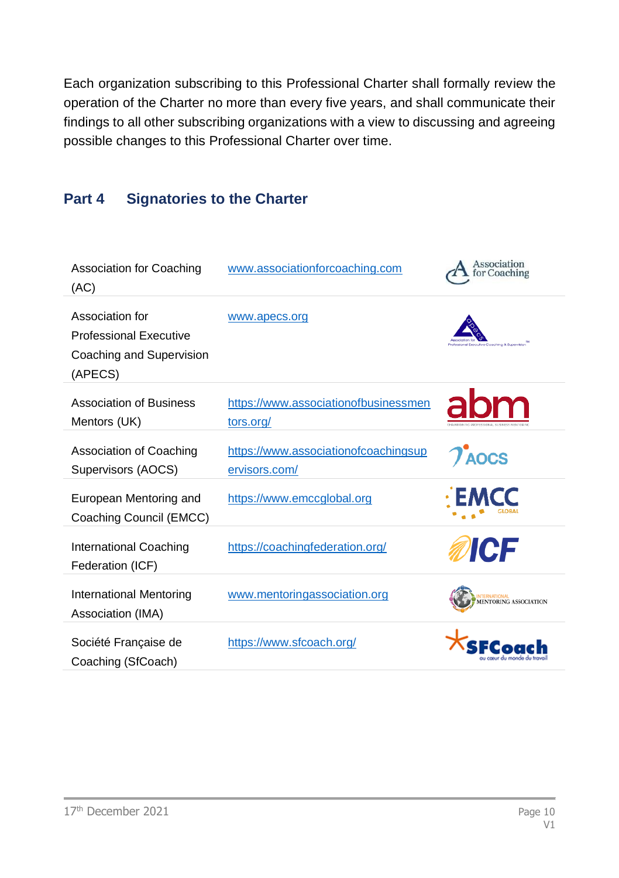Each organization subscribing to this Professional Charter shall formally review the operation of the Charter no more than every five years, and shall communicate their findings to all other subscribing organizations with a view to discussing and agreeing possible changes to this Professional Charter over time.

## Part 4 Signatories to the Charter

| | | |
|---|---|---|
| Association for Coaching (AC) | www.associationforcoaching.com | |
| Association for Professional Executive Coaching and Supervision (APECS) | www.apecs.org | |
| Association of Business Mentors (UK) | https://www.associationofbusinessmentors.org/ | |
| Association of Coaching Supervisors (AOCS) | https://www.associationofcoachingsupervisors.com/ | |
| European Mentoring and Coaching Council (EMCC) | https://www.emccglobal.org | |
| International Coaching Federation (ICF) | https://coachingfederation.org/ | |
| International Mentoring Association (IMA) | www.mentoringassociation.org | |
| Société Française de Coaching (SfCoach) | https://www.sfcoach.org/ | |

17th December 2021

V1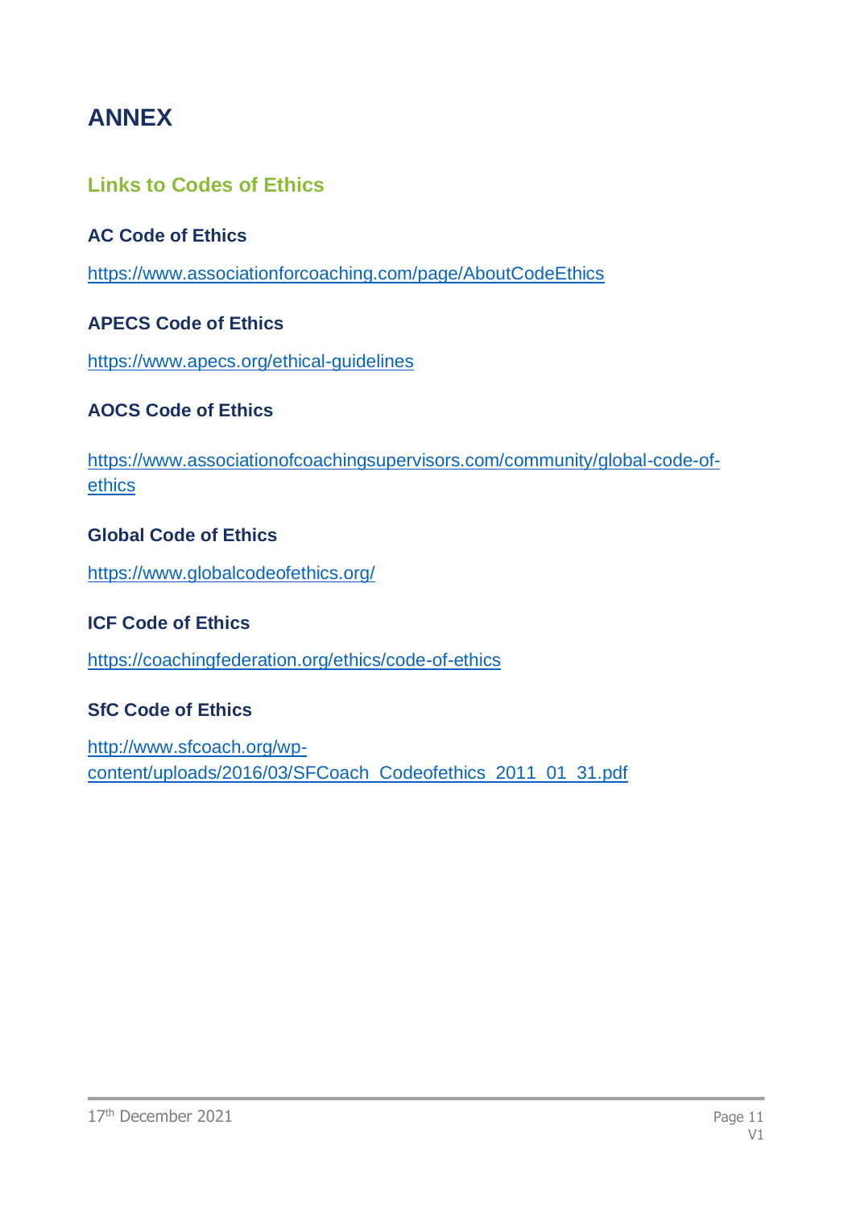# ANNEX

## Links to Codes of Ethics

### AC Code of Ethics

https://www.associationforcoaching.com/page/AboutCodeEthics

### APECS Code of Ethics

https://www.apecs.org/ethical-guidelines

### AOCS Code of Ethics

https://www.associationofcoachingsupervisors.com/community/global-code-of-ethics

### Global Code of Ethics

https://www.globalcodeofethics.org/

### ICF Code of Ethics

https://coachingfederation.org/ethics/code-of-ethics

### SfC Code of Ethics

http://www.sfcoach.org/wp-content/uploads/2016/03/SFCoach_Codeofethics_2011_01_31.pdf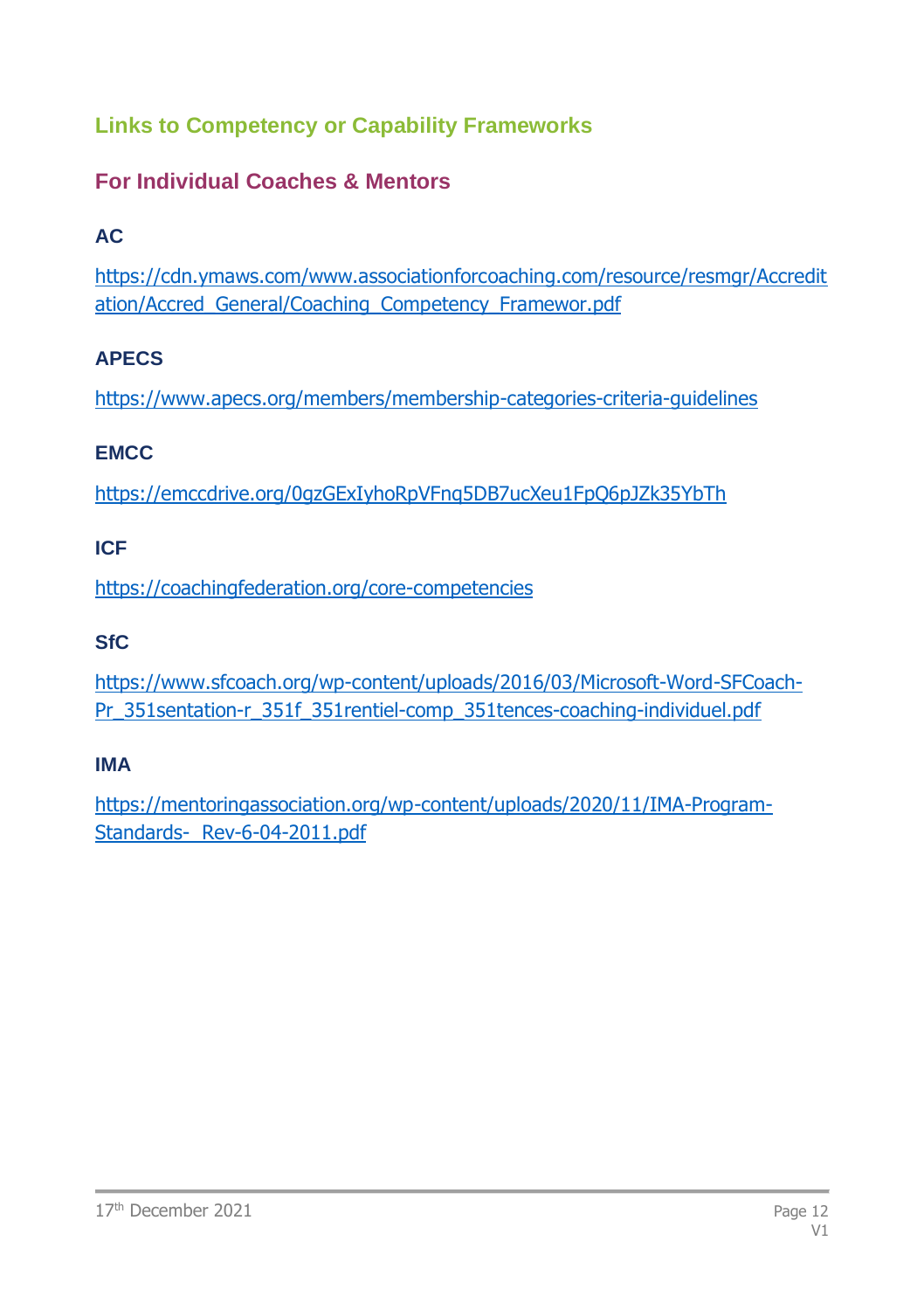## Links to Competency or Capability Frameworks

### For Individual Coaches & Mentors

#### AC

https://cdn.ymaws.com/www.associationforcoaching.com/resource/resmgr/Accreditation/Accred_General/Coaching_Competency_Framewor.pdf

#### APECS

https://www.apecs.org/members/membership-categories-criteria-guidelines

#### EMCC

https://emccdrive.org/0gzGExIyhoRpVFnq5DB7ucXeu1FpQ6pJZk35YbTh

#### ICF

https://coachingfederation.org/core-competencies

#### SfC

https://www.sfcoach.org/wp-content/uploads/2016/03/Microsoft-Word-SFCoach-Pr_351sentation-r_351f_351rentiel-comp_351tences-coaching-individuel.pdf

#### IMA

https://mentoringassociation.org/wp-content/uploads/2020/11/IMA-Program-Standards-_Rev-6-04-2011.pdf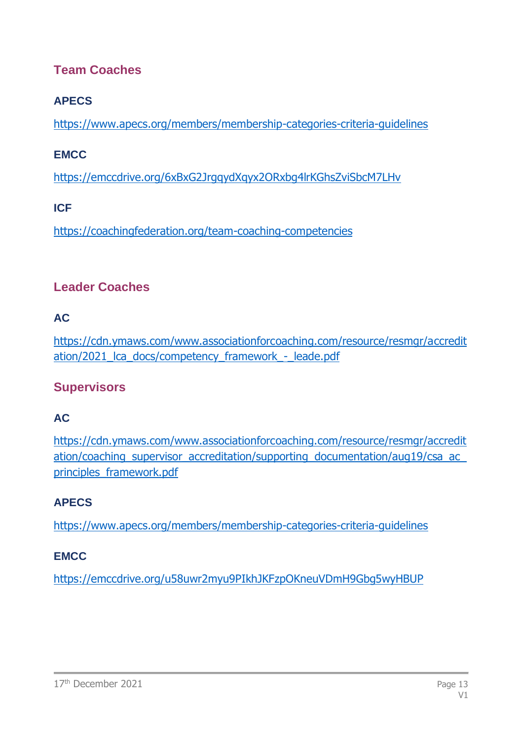## Team Coaches

### APECS

https://www.apecs.org/members/membership-categories-criteria-guidelines

### EMCC

https://emccdrive.org/6xBxG2JrgqydXqyx2ORxbg4lrKGhsZviSbcM7LHv

### ICF

https://coachingfederation.org/team-coaching-competencies

## Leader Coaches

### AC

https://cdn.ymaws.com/www.associationforcoaching.com/resource/resmgr/accreditation/2021_lca_docs/competency_framework_-_leade.pdf

## Supervisors

### AC

https://cdn.ymaws.com/www.associationforcoaching.com/resource/resmgr/accreditation/coaching_supervisor_accreditation/supporting_documentation/aug19/csa_ac_principles_framework.pdf

### APECS

https://www.apecs.org/members/membership-categories-criteria-guidelines

### EMCC

https://emccdrive.org/u58uwr2myu9PIkhJKFzpOKneuVDmH9Gbg5wyHBUP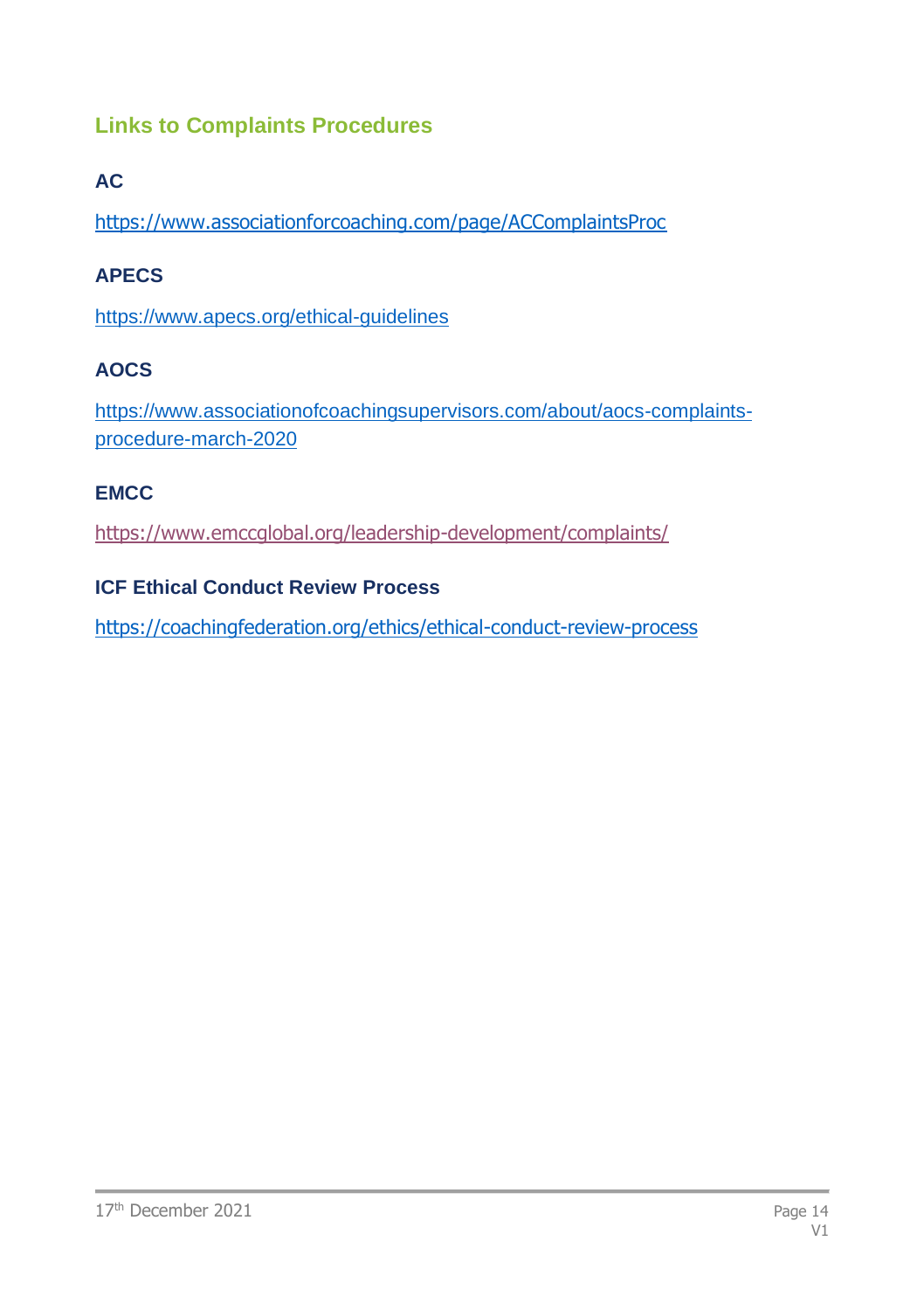## Links to Complaints Procedures

### AC

https://www.associationforcoaching.com/page/ACComplaintsProc

### APECS

https://www.apecs.org/ethical-guidelines

### AOCS

https://www.associationofcoachingsupervisors.com/about/aocs-complaints-procedure-march-2020

### EMCC

https://www.emccglobal.org/leadership-development/complaints/

### ICF Ethical Conduct Review Process

https://coachingfederation.org/ethics/ethical-conduct-review-process